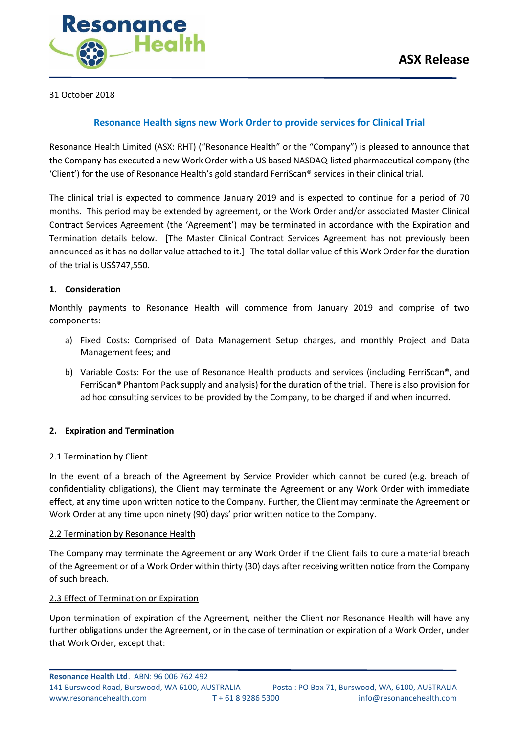**ASX Release**

31 October 2018

## Resonance Health signs new Work Order to provide services for Clinical Trial

Resonance Health Limited (ASX: RHT) ("Resonance Health" or the "Company") is pleased to announce that the Company has executed a new Work Order with a US based NASDAQ-listed pharmaceutical company (the 'Client') for the use of Resonance Health's gold standard FerriScan® services in their clinical trial.

The clinical trial is expected to commence January 2019 and is expected to continue for a period of 70 months. This period may be extended by agreement, or the Work Order and/or associated Master Clinical Contract Services Agreement (the 'Agreement') may be terminated in accordance with the Expiration and Termination details below. [The Master Clinical Contract Services Agreement has not previously been announced as it has no dollar value attached to it.] The total dollar value of this Work Order for the duration of the trial is US$747,550.

### 1. Consideration

Monthly payments to Resonance Health will commence from January 2019 and comprise of two components:

a) Fixed Costs: Comprised of Data Management Setup charges, and monthly Project and Data Management fees; and

b) Variable Costs: For the use of Resonance Health products and services (including FerriScan®, and FerriScan® Phantom Pack supply and analysis) for the duration of the trial. There is also provision for ad hoc consulting services to be provided by the Company, to be charged if and when incurred.

### 2. Expiration and Termination

#### 2.1 Termination by Client

In the event of a breach of the Agreement by Service Provider which cannot be cured (e.g. breach of confidentiality obligations), the Client may terminate the Agreement or any Work Order with immediate effect, at any time upon written notice to the Company. Further, the Client may terminate the Agreement or Work Order at any time upon ninety (90) days' prior written notice to the Company.

#### 2.2 Termination by Resonance Health

The Company may terminate the Agreement or any Work Order if the Client fails to cure a material breach of the Agreement or of a Work Order within thirty (30) days after receiving written notice from the Company of such breach.

#### 2.3 Effect of Termination or Expiration

Upon termination of expiration of the Agreement, neither the Client nor Resonance Health will have any further obligations under the Agreement, or in the case of termination or expiration of a Work Order, under that Work Order, except that: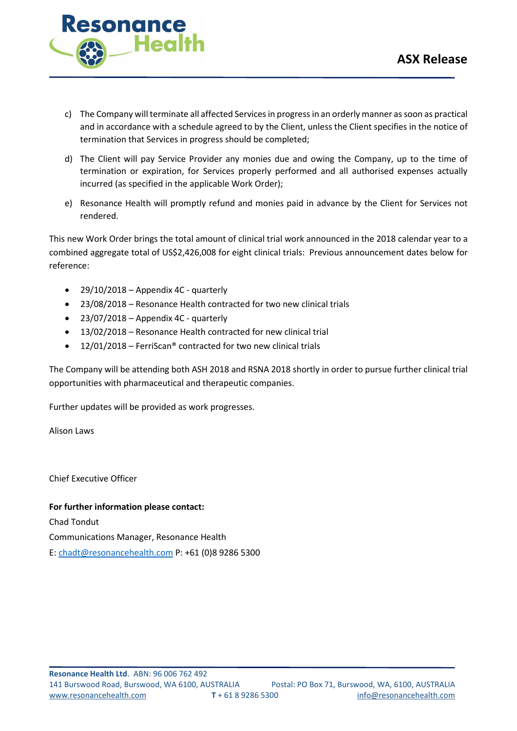c) The Company will terminate all affected Services in progress in an orderly manner as soon as practical and in accordance with a schedule agreed to by the Client, unless the Client specifies in the notice of termination that Services in progress should be completed;

d) The Client will pay Service Provider any monies due and owing the Company, up to the time of termination or expiration, for Services properly performed and all authorised expenses actually incurred (as specified in the applicable Work Order);

e) Resonance Health will promptly refund and monies paid in advance by the Client for Services not rendered.

This new Work Order brings the total amount of clinical trial work announced in the 2018 calendar year to a combined aggregate total of US$2,426,008 for eight clinical trials: Previous announcement dates below for reference:

- 29/10/2018 – Appendix 4C - quarterly
- 23/08/2018 – Resonance Health contracted for two new clinical trials
- 23/07/2018 – Appendix 4C - quarterly
- 13/02/2018 – Resonance Health contracted for new clinical trial
- 12/01/2018 – FerriScan® contracted for two new clinical trials

The Company will be attending both ASH 2018 and RSNA 2018 shortly in order to pursue further clinical trial opportunities with pharmaceutical and therapeutic companies.

Further updates will be provided as work progresses.

Alison Laws

Chief Executive Officer

**For further information please contact:**

Chad Tondut

Communications Manager, Resonance Health

E: chadt@resonancehealth.com P: +61 (0)8 9286 5300